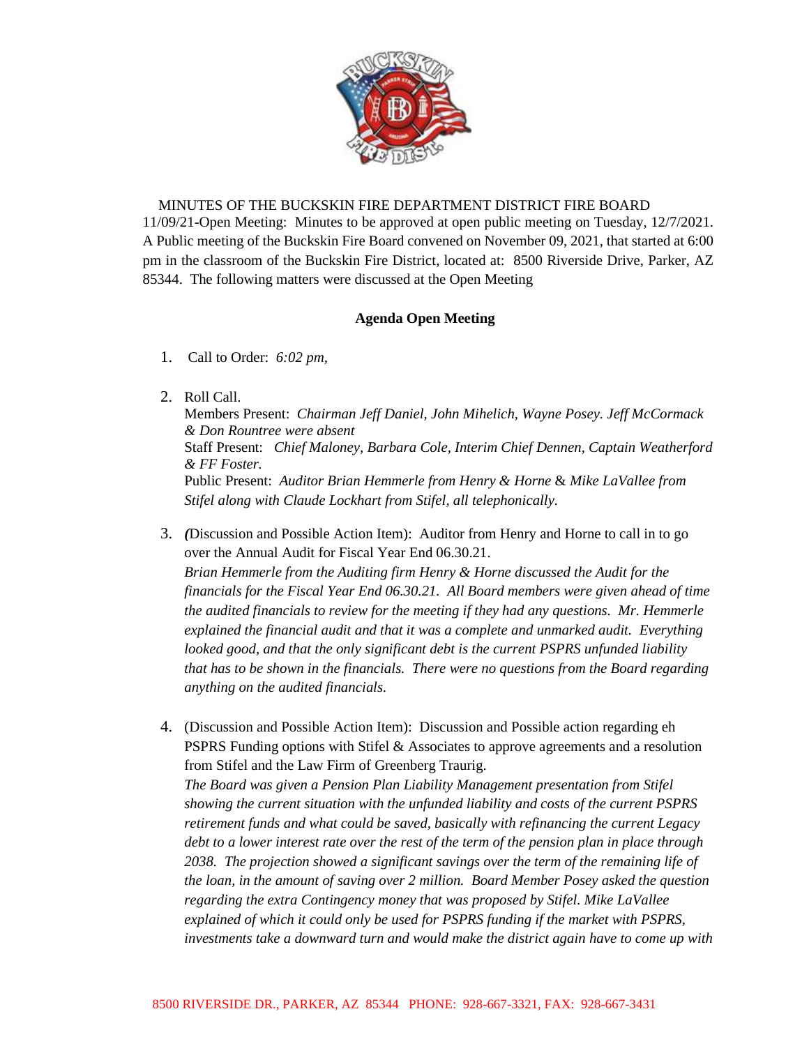MINUTES OF THE BUCKSKIN FIRE DEPARTMENT DISTRICT FIRE BOARD

11/09/21-Open Meeting: Minutes to be approved at open public meeting on Tuesday, 12/7/2021. A Public meeting of the Buckskin Fire Board convened on November 09, 2021, that started at 6:00 pm in the classroom of the Buckskin Fire District, located at: 8500 Riverside Drive, Parker, AZ 85344. The following matters were discussed at the Open Meeting

**Agenda Open Meeting**

1. Call to Order: *6:02 pm,*

2. Roll Call.
   Members Present: *Chairman Jeff Daniel, John Mihelich, Wayne Posey. Jeff McCormack & Don Rountree were absent*
   Staff Present: *Chief Maloney, Barbara Cole, Interim Chief Dennen, Captain Weatherford & FF Foster.*
   Public Present: *Auditor Brian Hemmerle from Henry & Horne* & *Mike LaVallee from Stifel along with Claude Lockhart from Stifel, all telephonically.*

3. *(*Discussion and Possible Action Item): Auditor from Henry and Horne to call in to go over the Annual Audit for Fiscal Year End 06.30.21.
   *Brian Hemmerle from the Auditing firm Henry & Horne discussed the Audit for the financials for the Fiscal Year End 06.30.21. All Board members were given ahead of time the audited financials to review for the meeting if they had any questions. Mr. Hemmerle explained the financial audit and that it was a complete and unmarked audit. Everything looked good, and that the only significant debt is the current PSPRS unfunded liability that has to be shown in the financials. There were no questions from the Board regarding anything on the audited financials.*

4. (Discussion and Possible Action Item): Discussion and Possible action regarding eh PSPRS Funding options with Stifel & Associates to approve agreements and a resolution from Stifel and the Law Firm of Greenberg Traurig.
   *The Board was given a Pension Plan Liability Management presentation from Stifel showing the current situation with the unfunded liability and costs of the current PSPRS retirement funds and what could be saved, basically with refinancing the current Legacy debt to a lower interest rate over the rest of the term of the pension plan in place through 2038. The projection showed a significant savings over the term of the remaining life of the loan, in the amount of saving over 2 million. Board Member Posey asked the question regarding the extra Contingency money that was proposed by Stifel. Mike LaVallee explained of which it could only be used for PSPRS funding if the market with PSPRS, investments take a downward turn and would make the district again have to come up with*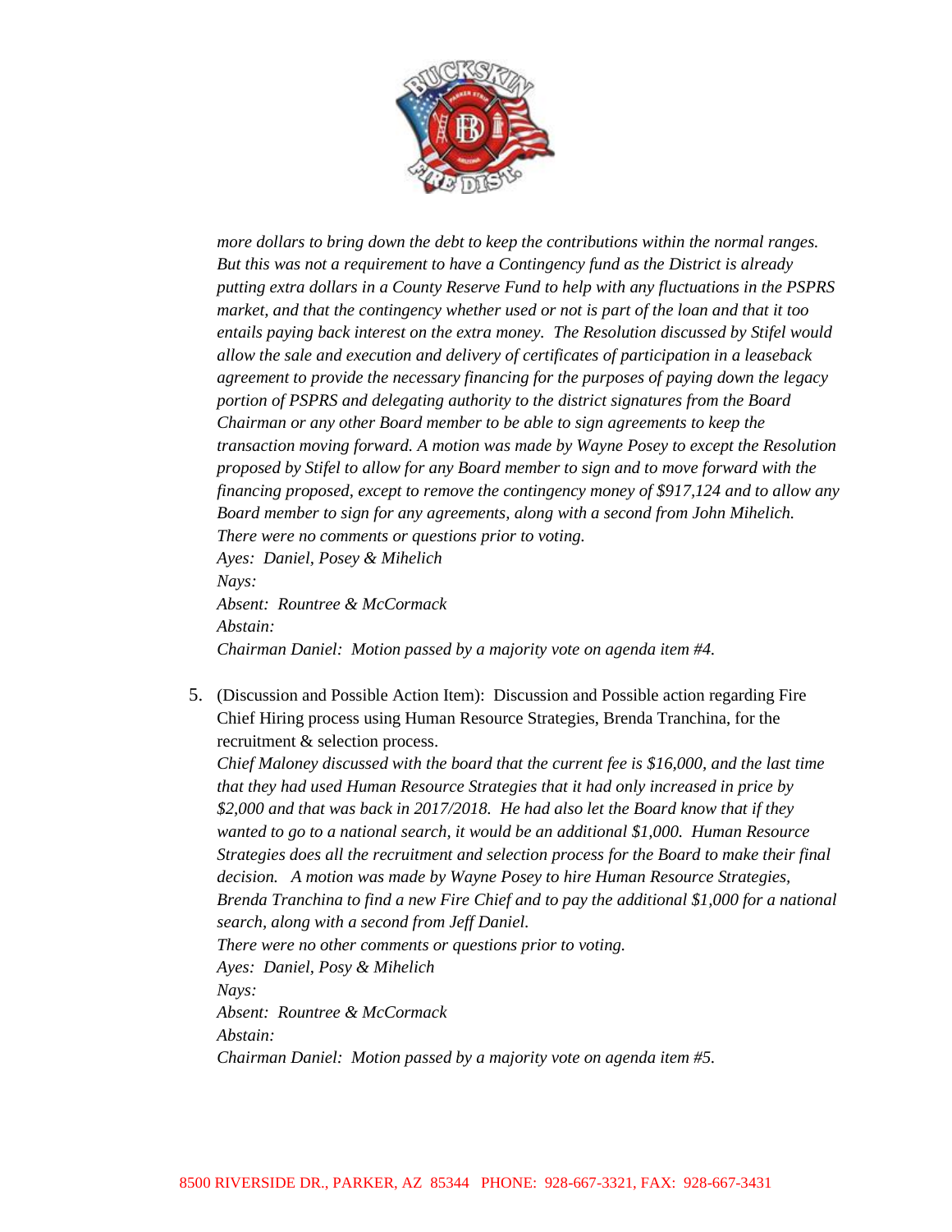*more dollars to bring down the debt to keep the contributions within the normal ranges. But this was not a requirement to have a Contingency fund as the District is already putting extra dollars in a County Reserve Fund to help with any fluctuations in the PSPRS market, and that the contingency whether used or not is part of the loan and that it too entails paying back interest on the extra money. The Resolution discussed by Stifel would allow the sale and execution and delivery of certificates of participation in a leaseback agreement to provide the necessary financing for the purposes of paying down the legacy portion of PSPRS and delegating authority to the district signatures from the Board Chairman or any other Board member to be able to sign agreements to keep the transaction moving forward. A motion was made by Wayne Posey to except the Resolution proposed by Stifel to allow for any Board member to sign and to move forward with the financing proposed, except to remove the contingency money of $917,124 and to allow any Board member to sign for any agreements, along with a second from John Mihelich. There were no comments or questions prior to voting.*
*Ayes: Daniel, Posey & Mihelich*
*Nays:*
*Absent: Rountree & McCormack*
*Abstain:*
*Chairman Daniel: Motion passed by a majority vote on agenda item #4.*

5. (Discussion and Possible Action Item): Discussion and Possible action regarding Fire Chief Hiring process using Human Resource Strategies, Brenda Tranchina, for the recruitment & selection process.
*Chief Maloney discussed with the board that the current fee is $16,000, and the last time that they had used Human Resource Strategies that it had only increased in price by $2,000 and that was back in 2017/2018. He had also let the Board know that if they wanted to go to a national search, it would be an additional $1,000. Human Resource Strategies does all the recruitment and selection process for the Board to make their final decision. A motion was made by Wayne Posey to hire Human Resource Strategies, Brenda Tranchina to find a new Fire Chief and to pay the additional $1,000 for a national search, along with a second from Jeff Daniel.*
*There were no other comments or questions prior to voting.*
*Ayes: Daniel, Posy & Mihelich*
*Nays:*
*Absent: Rountree & McCormack*
*Abstain:*
*Chairman Daniel: Motion passed by a majority vote on agenda item #5.*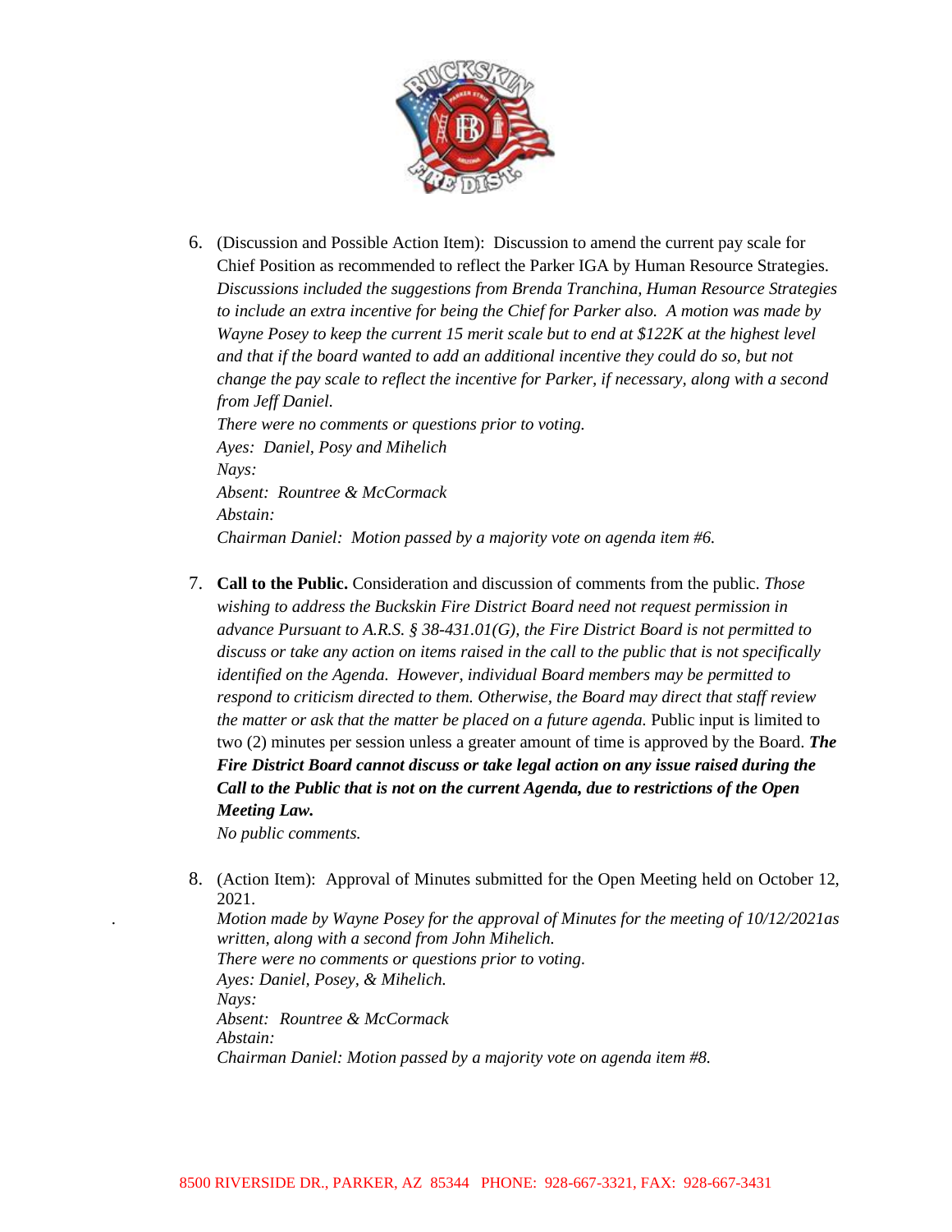6. (Discussion and Possible Action Item): Discussion to amend the current pay scale for Chief Position as recommended to reflect the Parker IGA by Human Resource Strategies. *Discussions included the suggestions from Brenda Tranchina, Human Resource Strategies to include an extra incentive for being the Chief for Parker also. A motion was made by Wayne Posey to keep the current 15 merit scale but to end at $122K at the highest level and that if the board wanted to add an additional incentive they could do so, but not change the pay scale to reflect the incentive for Parker, if necessary, along with a second from Jeff Daniel.*
   *There were no comments or questions prior to voting.*
   *Ayes: Daniel, Posy and Mihelich*
   *Nays:*
   *Absent: Rountree & McCormack*
   *Abstain:*
   *Chairman Daniel: Motion passed by a majority vote on agenda item #6.*

7. **Call to the Public.** Consideration and discussion of comments from the public. *Those wishing to address the Buckskin Fire District Board need not request permission in advance Pursuant to A.R.S. § 38-431.01(G), the Fire District Board is not permitted to discuss or take any action on items raised in the call to the public that is not specifically identified on the Agenda. However, individual Board members may be permitted to respond to criticism directed to them. Otherwise, the Board may direct that staff review the matter or ask that the matter be placed on a future agenda.* Public input is limited to two (2) minutes per session unless a greater amount of time is approved by the Board. ***The Fire District Board cannot discuss or take legal action on any issue raised during the Call to the Public that is not on the current Agenda, due to restrictions of the Open Meeting Law.***
   *No public comments.*

8. (Action Item): Approval of Minutes submitted for the Open Meeting held on October 12, 2021.
   *Motion made by Wayne Posey for the approval of Minutes for the meeting of 10/12/2021as written, along with a second from John Mihelich.*
   *There were no comments or questions prior to voting.*
   *Ayes: Daniel, Posey, & Mihelich.*
   *Nays:*
   *Absent: Rountree & McCormack*
   *Abstain:*
   *Chairman Daniel: Motion passed by a majority vote on agenda item #8.*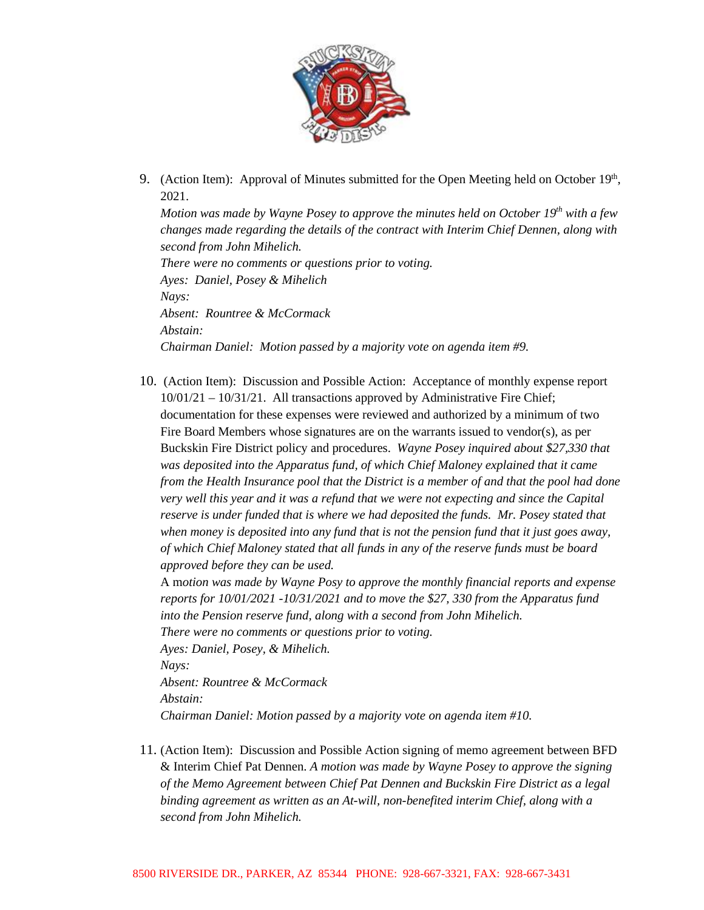9. (Action Item): Approval of Minutes submitted for the Open Meeting held on October 19th, 2021.

   *Motion was made by Wayne Posey to approve the minutes held on October 19th with a few changes made regarding the details of the contract with Interim Chief Dennen, along with second from John Mihelich.*

   *There were no comments or questions prior to voting.*

   *Ayes: Daniel, Posey & Mihelich*

   *Nays:*

   *Absent: Rountree & McCormack*

   *Abstain:*

   *Chairman Daniel: Motion passed by a majority vote on agenda item #9.*

10. (Action Item): Discussion and Possible Action: Acceptance of monthly expense report 10/01/21 – 10/31/21. All transactions approved by Administrative Fire Chief; documentation for these expenses were reviewed and authorized by a minimum of two Fire Board Members whose signatures are on the warrants issued to vendor(s), as per Buckskin Fire District policy and procedures. *Wayne Posey inquired about $27,330 that was deposited into the Apparatus fund, of which Chief Maloney explained that it came from the Health Insurance pool that the District is a member of and that the pool had done very well this year and it was a refund that we were not expecting and since the Capital reserve is under funded that is where we had deposited the funds. Mr. Posey stated that when money is deposited into any fund that is not the pension fund that it just goes away, of which Chief Maloney stated that all funds in any of the reserve funds must be board approved before they can be used.*

    A m*otion was made by Wayne Posy to approve the monthly financial reports and expense reports for 10/01/2021 -10/31/2021 and to move the $27, 330 from the Apparatus fund into the Pension reserve fund, along with a second from John Mihelich.*

    *There were no comments or questions prior to voting.*

    *Ayes: Daniel, Posey, & Mihelich.*

    *Nays:*

    *Absent: Rountree & McCormack*

    *Abstain:*

    *Chairman Daniel: Motion passed by a majority vote on agenda item #10.*

11. (Action Item): Discussion and Possible Action signing of memo agreement between BFD & Interim Chief Pat Dennen. *A motion was made by Wayne Posey to approve the signing of the Memo Agreement between Chief Pat Dennen and Buckskin Fire District as a legal binding agreement as written as an At-will, non-benefited interim Chief, along with a second from John Mihelich.*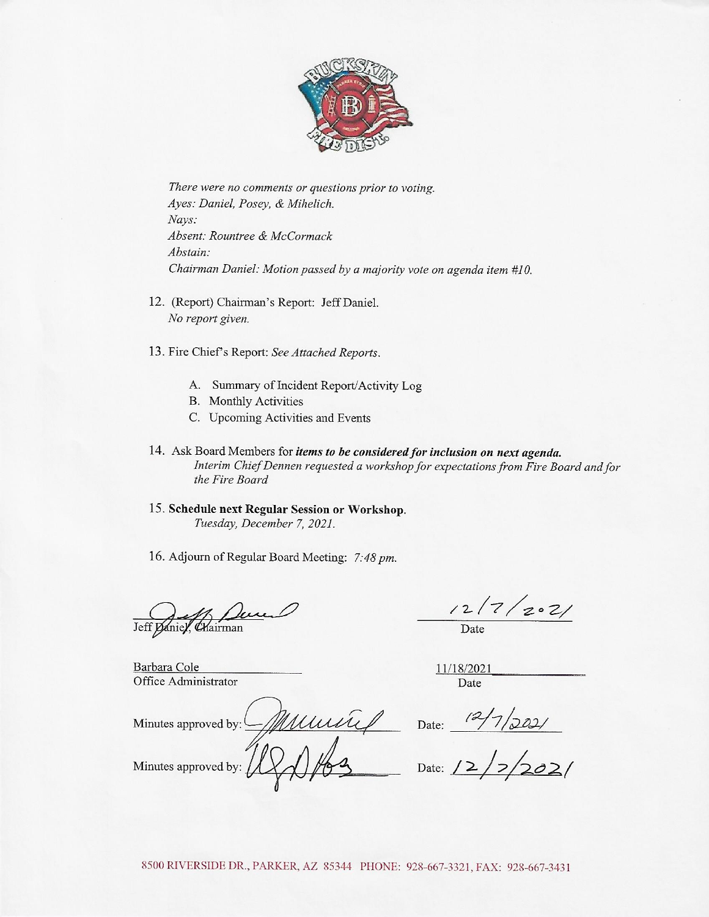*There were no comments or questions prior to voting.*
*Ayes: Daniel, Posey, & Mihelich.*
*Nays:*
*Absent: Rountree & McCormack*
*Abstain:*
*Chairman Daniel: Motion passed by a majority vote on agenda item #10.*

12. (Report) Chairman's Report: Jeff Daniel.
    *No report given.*

13. Fire Chief's Report: *See Attached Reports.*

    A. Summary of Incident Report/Activity Log
    B. Monthly Activities
    C. Upcoming Activities and Events

14. Ask Board Members for ***items to be considered for inclusion on next agenda.***
    *Interim Chief Dennen requested a workshop for expectations from Fire Board and for the Fire Board*

15. **Schedule next Regular Session or Workshop.**
    *Tuesday, December 7, 2021.*

16. Adjourn of Regular Board Meeting: *7:48 pm.*

Jeff Daniel, Chairman — Date: 12/7/2021

Barbara Cole, Office Administrator — Date: 11/18/2021

Minutes approved by: ________ Date: 12/7/2021

Minutes approved by: ________ Date: 12/7/2021

8500 RIVERSIDE DR., PARKER, AZ 85344 PHONE: 928-667-3321, FAX: 928-667-3431